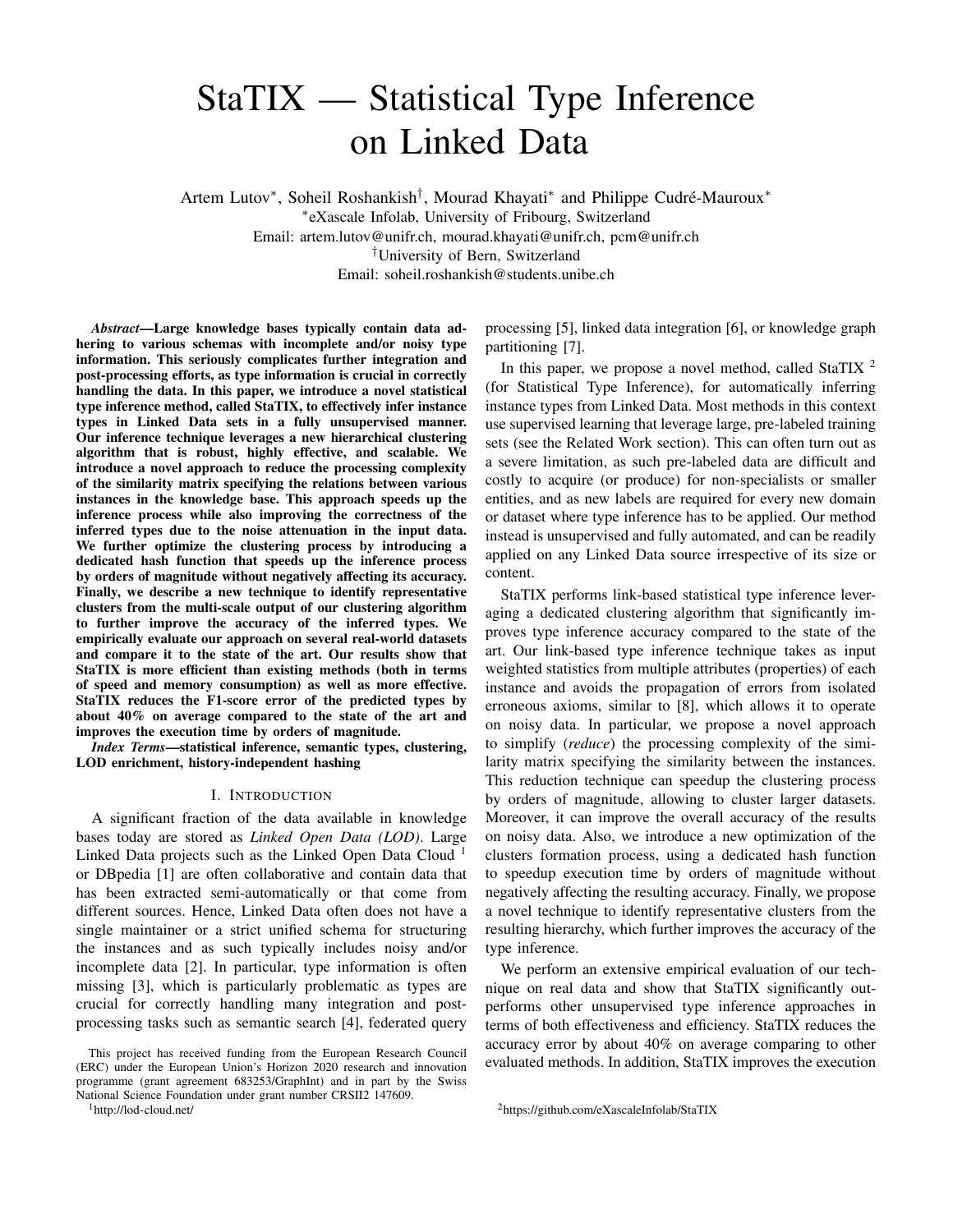# StaTIX — Statistical Type Inference on Linked Data

Artem Lutov[*], Soheil Roshankish[†], Mourad Khayati[*] and Philippe Cudré-Mauroux[*]

[*]eXascale Infolab, University of Fribourg, Switzerland
Email: artem.lutov@unifr.ch, mourad.khayati@unifr.ch, pcm@unifr.ch

[†]University of Bern, Switzerland
Email: soheil.roshankish@students.unibe.ch

***Abstract*—Large knowledge bases typically contain data adhering to various schemas with incomplete and/or noisy type information. This seriously complicates further integration and post-processing efforts, as type information is crucial in correctly handling the data. In this paper, we introduce a novel statistical type inference method, called StaTIX, to effectively infer instance types in Linked Data sets in a fully unsupervised manner. Our inference technique leverages a new hierarchical clustering algorithm that is robust, highly effective, and scalable. We introduce a novel approach to reduce the processing complexity of the similarity matrix specifying the relations between various instances in the knowledge base. This approach speeds up the inference process while also improving the correctness of the inferred types due to the noise attenuation in the input data. We further optimize the clustering process by introducing a dedicated hash function that speeds up the inference process by orders of magnitude without negatively affecting its accuracy. Finally, we describe a new technique to identify representative clusters from the multi-scale output of our clustering algorithm to further improve the accuracy of the inferred types. We empirically evaluate our approach on several real-world datasets and compare it to the state of the art. Our results show that StaTIX is more efficient than existing methods (both in terms of speed and memory consumption) as well as more effective. StaTIX reduces the F1-score error of the predicted types by about 40% on average compared to the state of the art and improves the execution time by orders of magnitude.**

***Index Terms*—statistical inference, semantic types, clustering, LOD enrichment, history-independent hashing**

## I. Introduction

A significant fraction of the data available in knowledge bases today are stored as *Linked Open Data (LOD)*. Large Linked Data projects such as the Linked Open Data Cloud [1] or DBpedia [1] are often collaborative and contain data that has been extracted semi-automatically or that come from different sources. Hence, Linked Data often does not have a single maintainer or a strict unified schema for structuring the instances and as such typically includes noisy and/or incomplete data [2]. In particular, type information is often missing [3], which is particularly problematic as types are crucial for correctly handling many integration and post-processing tasks such as semantic search [4], federated query processing [5], linked data integration [6], or knowledge graph partitioning [7].

In this paper, we propose a novel method, called StaTIX [2] (for Statistical Type Inference), for automatically inferring instance types from Linked Data. Most methods in this context use supervised learning that leverage large, pre-labeled training sets (see the Related Work section). This can often turn out as a severe limitation, as such pre-labeled data are difficult and costly to acquire (or produce) for non-specialists or smaller entities, and as new labels are required for every new domain or dataset where type inference has to be applied. Our method instead is unsupervised and fully automated, and can be readily applied on any Linked Data source irrespective of its size or content.

StaTIX performs link-based statistical type inference leveraging a dedicated clustering algorithm that significantly improves type inference accuracy compared to the state of the art. Our link-based type inference technique takes as input weighted statistics from multiple attributes (properties) of each instance and avoids the propagation of errors from isolated erroneous axioms, similar to [8], which allows it to operate on noisy data. In particular, we propose a novel approach to simplify (*reduce*) the processing complexity of the similarity matrix specifying the similarity between the instances. This reduction technique can speedup the clustering process by orders of magnitude, allowing to cluster larger datasets. Moreover, it can improve the overall accuracy of the results on noisy data. Also, we introduce a new optimization of the clusters formation process, using a dedicated hash function to speedup execution time by orders of magnitude without negatively affecting the resulting accuracy. Finally, we propose a novel technique to identify representative clusters from the resulting hierarchy, which further improves the accuracy of the type inference.

We perform an extensive empirical evaluation of our technique on real data and show that StaTIX significantly outperforms other unsupervised type inference approaches in terms of both effectiveness and efficiency. StaTIX reduces the accuracy error by about 40% on average comparing to other evaluated methods. In addition, StaTIX improves the execution

This project has received funding from the European Research Council (ERC) under the European Union's Horizon 2020 research and innovation programme (grant agreement 683253/GraphInt) and in part by the Swiss National Science Foundation under grant number CRSII2 147609.

[1]http://lod-cloud.net/

[2]https://github.com/eXascaleInfolab/StaTIX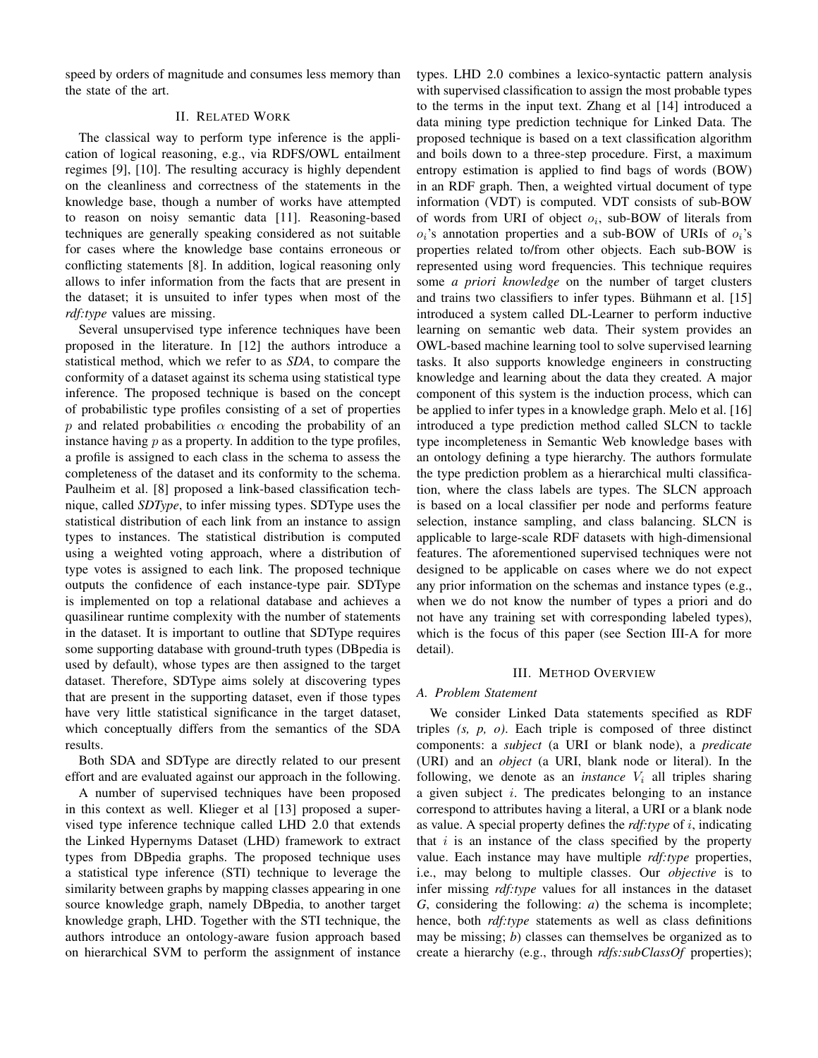speed by orders of magnitude and consumes less memory than the state of the art.

## II. Related Work

The classical way to perform type inference is the application of logical reasoning, e.g., via RDFS/OWL entailment regimes [9], [10]. The resulting accuracy is highly dependent on the cleanliness and correctness of the statements in the knowledge base, though a number of works have attempted to reason on noisy semantic data [11]. Reasoning-based techniques are generally speaking considered as not suitable for cases where the knowledge base contains erroneous or conflicting statements [8]. In addition, logical reasoning only allows to infer information from the facts that are present in the dataset; it is unsuited to infer types when most of the *rdf:type* values are missing.

Several unsupervised type inference techniques have been proposed in the literature. In [12] the authors introduce a statistical method, which we refer to as *SDA*, to compare the conformity of a dataset against its schema using statistical type inference. The proposed technique is based on the concept of probabilistic type profiles consisting of a set of properties $p$ and related probabilities $\alpha$ encoding the probability of an instance having $p$ as a property. In addition to the type profiles, a profile is assigned to each class in the schema to assess the completeness of the dataset and its conformity to the schema. Paulheim et al. [8] proposed a link-based classification technique, called *SDType*, to infer missing types. SDType uses the statistical distribution of each link from an instance to assign types to instances. The statistical distribution is computed using a weighted voting approach, where a distribution of type votes is assigned to each link. The proposed technique outputs the confidence of each instance-type pair. SDType is implemented on top a relational database and achieves a quasilinear runtime complexity with the number of statements in the dataset. It is important to outline that SDType requires some supporting database with ground-truth types (DBpedia is used by default), whose types are then assigned to the target dataset. Therefore, SDType aims solely at discovering types that are present in the supporting dataset, even if those types have very little statistical significance in the target dataset, which conceptually differs from the semantics of the SDA results.

Both SDA and SDType are directly related to our present effort and are evaluated against our approach in the following.

A number of supervised techniques have been proposed in this context as well. Klieger et al [13] proposed a supervised type inference technique called LHD 2.0 that extends the Linked Hypernyms Dataset (LHD) framework to extract types from DBpedia graphs. The proposed technique uses a statistical type inference (STI) technique to leverage the similarity between graphs by mapping classes appearing in one source knowledge graph, namely DBpedia, to another target knowledge graph, LHD. Together with the STI technique, the authors introduce an ontology-aware fusion approach based on hierarchical SVM to perform the assignment of instance types. LHD 2.0 combines a lexico-syntactic pattern analysis with supervised classification to assign the most probable types to the terms in the input text. Zhang et al [14] introduced a data mining type prediction technique for Linked Data. The proposed technique is based on a text classification algorithm and boils down to a three-step procedure. First, a maximum entropy estimation is applied to find bags of words (BOW) in an RDF graph. Then, a weighted virtual document of type information (VDT) is computed. VDT consists of sub-BOW of words from URI of object $o_i$, sub-BOW of literals from $o_i$'s annotation properties and a sub-BOW of URIs of $o_i$'s properties related to/from other objects. Each sub-BOW is represented using word frequencies. This technique requires some *a priori knowledge* on the number of target clusters and trains two classifiers to infer types. Bühmann et al. [15] introduced a system called DL-Learner to perform inductive learning on semantic web data. Their system provides an OWL-based machine learning tool to solve supervised learning tasks. It also supports knowledge engineers in constructing knowledge and learning about the data they created. A major component of this system is the induction process, which can be applied to infer types in a knowledge graph. Melo et al. [16] introduced a type prediction method called SLCN to tackle type incompleteness in Semantic Web knowledge bases with an ontology defining a type hierarchy. The authors formulate the type prediction problem as a hierarchical multi classification, where the class labels are types. The SLCN approach is based on a local classifier per node and performs feature selection, instance sampling, and class balancing. SLCN is applicable to large-scale RDF datasets with high-dimensional features. The aforementioned supervised techniques were not designed to be applicable on cases where we do not expect any prior information on the schemas and instance types (e.g., when we do not know the number of types a priori and do not have any training set with corresponding labeled types), which is the focus of this paper (see Section III-A for more detail).

## III. Method Overview

### A. Problem Statement

We consider Linked Data statements specified as RDF triples *(s, p, o)*. Each triple is composed of three distinct components: a *subject* (a URI or blank node), a *predicate* (URI) and an *object* (a URI, blank node or literal). In the following, we denote as an *instance* $V_i$ all triples sharing a given subject $i$. The predicates belonging to an instance correspond to attributes having a literal, a URI or a blank node as value. A special property defines the *rdf:type* of $i$, indicating that $i$ is an instance of the class specified by the property value. Each instance may have multiple *rdf:type* properties, i.e., may belong to multiple classes. Our *objective* is to infer missing *rdf:type* values for all instances in the dataset $G$, considering the following: *a*) the schema is incomplete; hence, both *rdf:type* statements as well as class definitions may be missing; *b*) classes can themselves be organized as to create a hierarchy (e.g., through *rdfs:subClassOf* properties);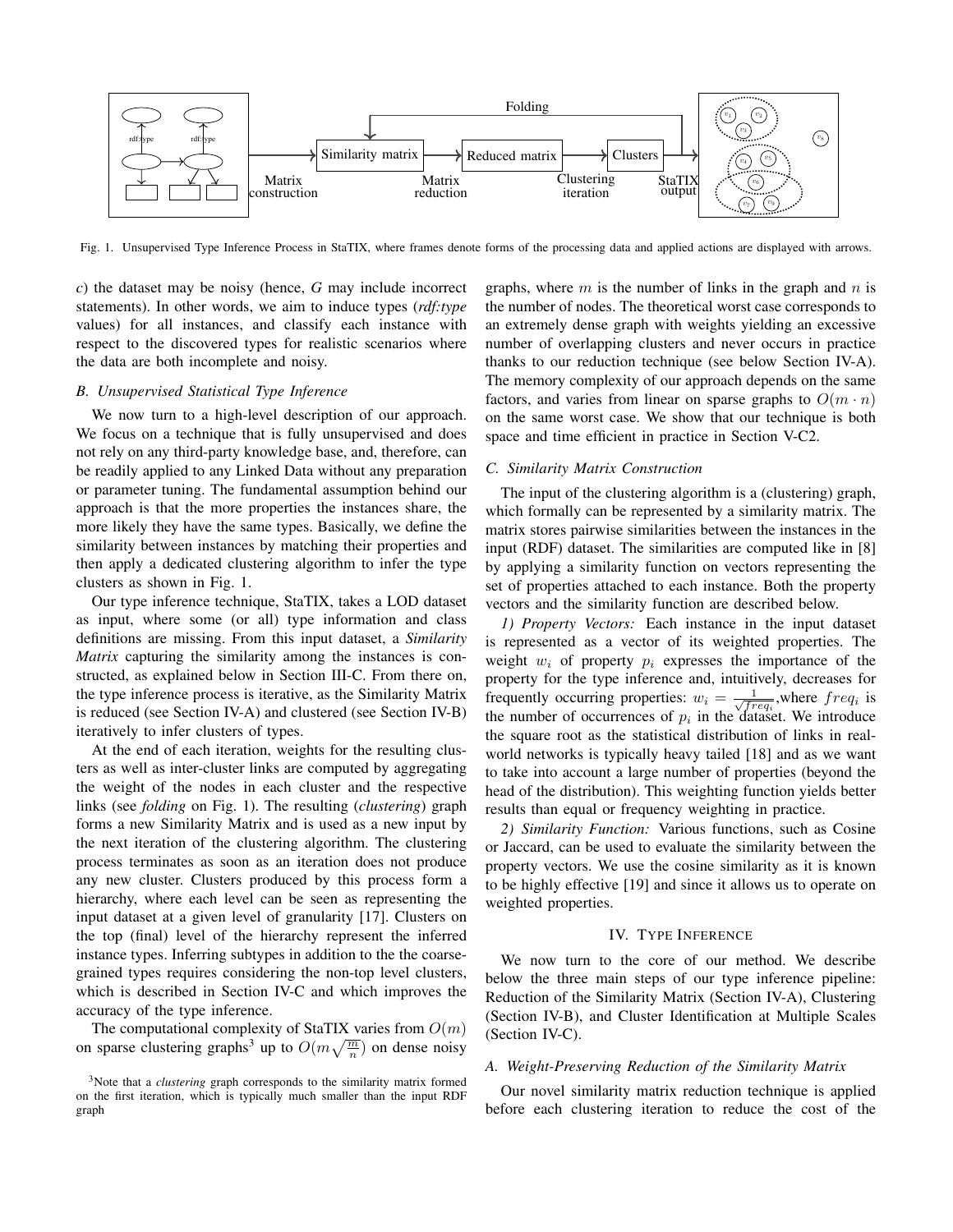Folding

Similarity matrix

Reduced matrix

Clusters

Matrix construction

Matrix reduction

Clustering iteration

StaTIX output

rdf:type

rdf:type

Fig. 1. Unsupervised Type Inference Process in StaTIX, where frames denote forms of the processing data and applied actions are displayed with arrows.

*c*) the dataset may be noisy (hence, *G* may include incorrect statements). In other words, we aim to induce types (*rdf:type* values) for all instances, and classify each instance with respect to the discovered types for realistic scenarios where the data are both incomplete and noisy.

### *B. Unsupervised Statistical Type Inference*

We now turn to a high-level description of our approach. We focus on a technique that is fully unsupervised and does not rely on any third-party knowledge base, and, therefore, can be readily applied to any Linked Data without any preparation or parameter tuning. The fundamental assumption behind our approach is that the more properties the instances share, the more likely they have the same types. Basically, we define the similarity between instances by matching their properties and then apply a dedicated clustering algorithm to infer the type clusters as shown in Fig. 1.

Our type inference technique, StaTIX, takes a LOD dataset as input, where some (or all) type information and class definitions are missing. From this input dataset, a *Similarity Matrix* capturing the similarity among the instances is constructed, as explained below in Section III-C. From there on, the type inference process is iterative, as the Similarity Matrix is reduced (see Section IV-A) and clustered (see Section IV-B) iteratively to infer clusters of types.

At the end of each iteration, weights for the resulting clusters as well as inter-cluster links are computed by aggregating the weight of the nodes in each cluster and the respective links (see *folding* on Fig. 1). The resulting (*clustering*) graph forms a new Similarity Matrix and is used as a new input by the next iteration of the clustering algorithm. The clustering process terminates as soon as an iteration does not produce any new cluster. Clusters produced by this process form a hierarchy, where each level can be seen as representing the input dataset at a given level of granularity [17]. Clusters on the top (final) level of the hierarchy represent the inferred instance types. Inferring subtypes in addition to the the coarse-grained types requires considering the non-top level clusters, which is described in Section IV-C and which improves the accuracy of the type inference.

The computational complexity of StaTIX varies from $O(m)$ on sparse clustering graphs[3] up to $O(m\sqrt{\frac{m}{n}})$ on dense noisy graphs, where $m$ is the number of links in the graph and $n$ is the number of nodes. The theoretical worst case corresponds to an extremely dense graph with weights yielding an excessive number of overlapping clusters and never occurs in practice thanks to our reduction technique (see below Section IV-A). The memory complexity of our approach depends on the same factors, and varies from linear on sparse graphs to $O(m \cdot n)$ on the same worst case. We show that our technique is both space and time efficient in practice in Section V-C2.

[3]Note that a *clustering* graph corresponds to the similarity matrix formed on the first iteration, which is typically much smaller than the input RDF graph

### *C. Similarity Matrix Construction*

The input of the clustering algorithm is a (clustering) graph, which formally can be represented by a similarity matrix. The matrix stores pairwise similarities between the instances in the input (RDF) dataset. The similarities are computed like in [8] by applying a similarity function on vectors representing the set of properties attached to each instance. Both the property vectors and the similarity function are described below.

*1) Property Vectors:* Each instance in the input dataset is represented as a vector of its weighted properties. The weight $w_i$ of property $p_i$ expresses the importance of the property for the type inference and, intuitively, decreases for frequently occurring properties: $w_i = \frac{1}{\sqrt{freq_i}}$,where $freq_i$ is the number of occurrences of $p_i$ in the dataset. We introduce the square root as the statistical distribution of links in real-world networks is typically heavy tailed [18] and as we want to take into account a large number of properties (beyond the head of the distribution). This weighting function yields better results than equal or frequency weighting in practice.

*2) Similarity Function:* Various functions, such as Cosine or Jaccard, can be used to evaluate the similarity between the property vectors. We use the cosine similarity as it is known to be highly effective [19] and since it allows us to operate on weighted properties.

## IV. TYPE INFERENCE

We now turn to the core of our method. We describe below the three main steps of our type inference pipeline: Reduction of the Similarity Matrix (Section IV-A), Clustering (Section IV-B), and Cluster Identification at Multiple Scales (Section IV-C).

### *A. Weight-Preserving Reduction of the Similarity Matrix*

Our novel similarity matrix reduction technique is applied before each clustering iteration to reduce the cost of the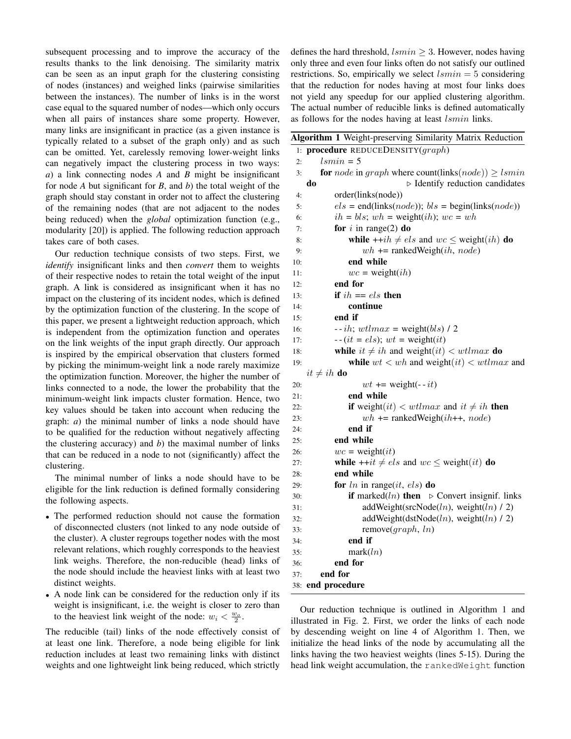subsequent processing and to improve the accuracy of the results thanks to the link denoising. The similarity matrix can be seen as an input graph for the clustering consisting of nodes (instances) and weighed links (pairwise similarities between the instances). The number of links is in the worst case equal to the squared number of nodes—which only occurs when all pairs of instances share some property. However, many links are insignificant in practice (as a given instance is typically related to a subset of the graph only) and as such can be omitted. Yet, carelessly removing lower-weight links can negatively impact the clustering process in two ways: *a*) a link connecting nodes *A* and *B* might be insignificant for node *A* but significant for *B*, and *b*) the total weight of the graph should stay constant in order not to affect the clustering of the remaining nodes (that are not adjacent to the nodes being reduced) when the *global* optimization function (e.g., modularity [20]) is applied. The following reduction approach takes care of both cases.

Our reduction technique consists of two steps. First, we *identify* insignificant links and then *convert* them to weights of their respective nodes to retain the total weight of the input graph. A link is considered as insignificant when it has no impact on the clustering of its incident nodes, which is defined by the optimization function of the clustering. In the scope of this paper, we present a lightweight reduction approach, which is independent from the optimization function and operates on the link weights of the input graph directly. Our approach is inspired by the empirical observation that clusters formed by picking the minimum-weight link a node rarely maximize the optimization function. Moreover, the higher the number of links connected to a node, the lower the probability that the minimum-weight link impacts cluster formation. Hence, two key values should be taken into account when reducing the graph: *a*) the minimal number of links a node should have to be qualified for the reduction without negatively affecting the clustering accuracy) and *b*) the maximal number of links that can be reduced in a node to not (significantly) affect the clustering.

The minimal number of links a node should have to be eligible for the link reduction is defined formally considering the following aspects.

- The performed reduction should not cause the formation of disconnected clusters (not linked to any node outside of the cluster). A cluster regroups together nodes with the most relevant relations, which roughly corresponds to the heaviest link weighs. Therefore, the non-reducible (head) links of the node should include the heaviest links with at least two distinct weights.
- A node link can be considered for the reduction only if its weight is insignificant, i.e. the weight is closer to zero than to the heaviest link weight of the node: $w_i < \frac{w_o}{2}$.

The reducible (tail) links of the node effectively consist of at least one link. Therefore, a node being eligible for link reduction includes at least two remaining links with distinct weights and one lightweight link being reduced, which strictly defines the hard threshold, $lsmin \geq 3$. However, nodes having only three and even four links often do not satisfy our outlined restrictions. So, empirically we select $lsmin = 5$ considering that the reduction for nodes having at most four links does not yield any speedup for our applied clustering algorithm. The actual number of reducible links is defined automatically as follows for the nodes having at least $lsmin$ links.

**Algorithm 1** Weight-preserving Similarity Matrix Reduction

```
 1: procedure REDUCEDENSITY(graph)
 2:     lsmin = 5
 3:     for node in graph where count(links(node)) ≥ lsmin
        do                                  ▷ Identify reduction candidates
 4:         order(links(node))
 5:         els = end(links(node)); bls = begin(links(node))
 6:         ih = bls; wh = weight(ih); wc = wh
 7:         for i in range(2) do
 8:             while ++ih ≠ els and wc ≤ weight(ih) do
 9:                 wh += rankedWeigh(ih, node)
10:             end while
11:             wc = weight(ih)
12:         end for
13:         if ih == els then
14:             continue
15:         end if
16:         --ih; wtlmax = weight(bls) / 2
17:         --(it = els); wt = weight(it)
18:         while it ≠ ih and weight(it) < wtlmax do
19:             while wt < wh and weight(it) < wtlmax and
            it ≠ ih do
20:                 wt += weight(--it)
21:             end while
22:             if weight(it) < wtlmax and it ≠ ih then
23:                 wh += rankedWeigh(ih++, node)
24:             end if
25:         end while
26:         wc = weight(it)
27:         while ++it ≠ els and wc ≤ weight(it) do
28:         end while
29:         for ln in range(it, els) do
30:             if marked(ln) then    ▷ Convert insignif. links
31:                 addWeight(srcNode(ln), weight(ln) / 2)
32:                 addWeight(dstNode(ln), weight(ln) / 2)
33:                 remove(graph, ln)
34:             end if
35:             mark(ln)
36:         end for
37:     end for
38: end procedure
```

Our reduction technique is outlined in Algorithm 1 and illustrated in Fig. 2. First, we order the links of each node by descending weight on line 4 of Algorithm 1. Then, we initialize the head links of the node by accumulating all the links having the two heaviest weights (lines 5-15). During the head link weight accumulation, the `rankedWeight` function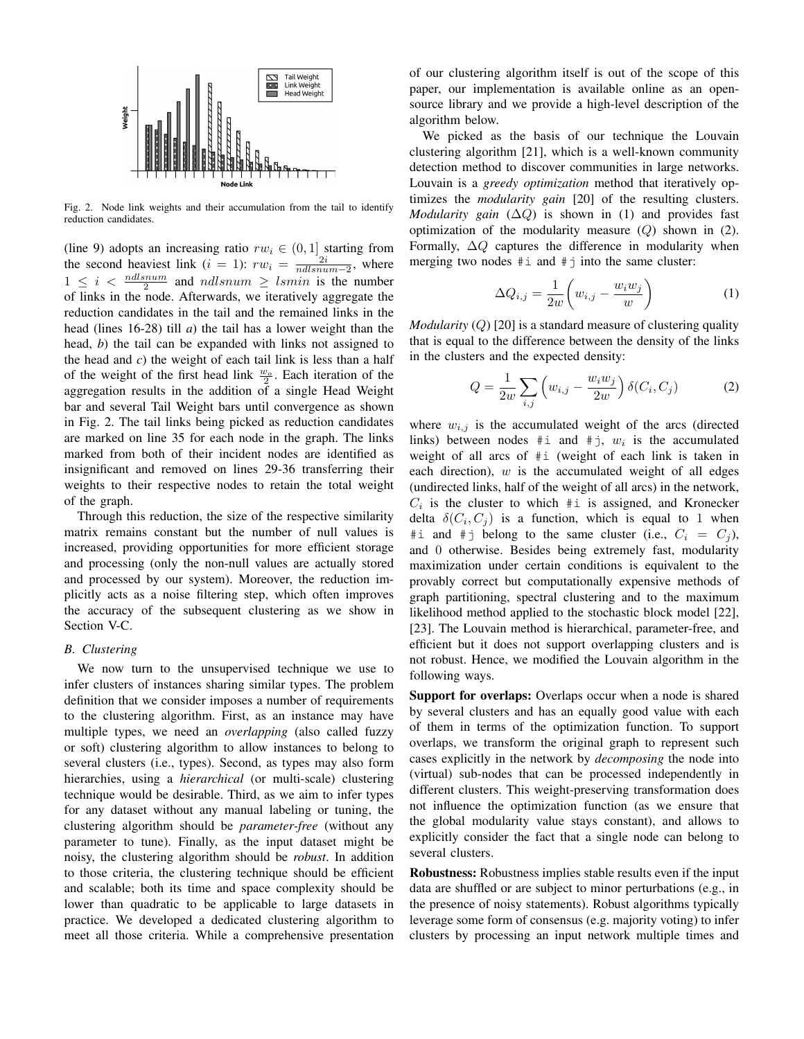Tail Weight
Link Weight
Head Weight

Weight

Node Link

Fig. 2. Node link weights and their accumulation from the tail to identify reduction candidates.

(line 9) adopts an increasing ratio $rw_i \in (0, 1]$ starting from the second heaviest link ($i = 1$): $rw_i = \frac{2i}{ndlsnum-2}$, where $1 \leq i < \frac{ndlsnum}{2}$ and $ndlsnum \geq lsmin$ is the number of links in the node. Afterwards, we iteratively aggregate the reduction candidates in the tail and the remained links in the head (lines 16-28) till *a*) the tail has a lower weight than the head, *b*) the tail can be expanded with links not assigned to the head and *c*) the weight of each tail link is less than a half of the weight of the first head link $\frac{w_o}{2}$. Each iteration of the aggregation results in the addition of a single Head Weight bar and several Tail Weight bars until convergence as shown in Fig. 2. The tail links being picked as reduction candidates are marked on line 35 for each node in the graph. The links marked from both of their incident nodes are identified as insignificant and removed on lines 29-36 transferring their weights to their respective nodes to retain the total weight of the graph.

Through this reduction, the size of the respective similarity matrix remains constant but the number of null values is increased, providing opportunities for more efficient storage and processing (only the non-null values are actually stored and processed by our system). Moreover, the reduction implicitly acts as a noise filtering step, which often improves the accuracy of the subsequent clustering as we show in Section V-C.

### B. Clustering

We now turn to the unsupervised technique we use to infer clusters of instances sharing similar types. The problem definition that we consider imposes a number of requirements to the clustering algorithm. First, as an instance may have multiple types, we need an *overlapping* (also called fuzzy or soft) clustering algorithm to allow instances to belong to several clusters (i.e., types). Second, as types may also form hierarchies, using a *hierarchical* (or multi-scale) clustering technique would be desirable. Third, as we aim to infer types for any dataset without any manual labeling or tuning, the clustering algorithm should be *parameter-free* (without any parameter to tune). Finally, as the input dataset might be noisy, the clustering algorithm should be *robust*. In addition to those criteria, the clustering technique should be efficient and scalable; both its time and space complexity should be lower than quadratic to be applicable to large datasets in practice. We developed a dedicated clustering algorithm to meet all those criteria. While a comprehensive presentation of our clustering algorithm itself is out of the scope of this paper, our implementation is available online as an open-source library and we provide a high-level description of the algorithm below.

We picked as the basis of our technique the Louvain clustering algorithm [21], which is a well-known community detection method to discover communities in large networks. Louvain is a *greedy optimization* method that iteratively optimizes the *modularity gain* [20] of the resulting clusters. *Modularity gain* ($\Delta Q$) is shown in (1) and provides fast optimization of the modularity measure ($Q$) shown in (2). Formally, $\Delta Q$ captures the difference in modularity when merging two nodes #i and #j into the same cluster:

$$\Delta Q_{i,j} = \frac{1}{2w}\left(w_{i,j} - \frac{w_i w_j}{w}\right) \tag{1}$$

*Modularity* ($Q$) [20] is a standard measure of clustering quality that is equal to the difference between the density of the links in the clusters and the expected density:

$$Q = \frac{1}{2w}\sum_{i,j}\left(w_{i,j} - \frac{w_i w_j}{2w}\right)\delta(C_i, C_j) \tag{2}$$

where $w_{i,j}$ is the accumulated weight of the arcs (directed links) between nodes #i and #j, $w_i$ is the accumulated weight of all arcs of #i (weight of each link is taken in each direction), $w$ is the accumulated weight of all edges (undirected links, half of the weight of all arcs) in the network, $C_i$ is the cluster to which #i is assigned, and Kronecker delta $\delta(C_i, C_j)$ is a function, which is equal to 1 when #i and #j belong to the same cluster (i.e., $C_i = C_j$), and 0 otherwise. Besides being extremely fast, modularity maximization under certain conditions is equivalent to the provably correct but computationally expensive methods of graph partitioning, spectral clustering and to the maximum likelihood method applied to the stochastic block model [22], [23]. The Louvain method is hierarchical, parameter-free, and efficient but it does not support overlapping clusters and is not robust. Hence, we modified the Louvain algorithm in the following ways.

**Support for overlaps:** Overlaps occur when a node is shared by several clusters and has an equally good value with each of them in terms of the optimization function. To support overlaps, we transform the original graph to represent such cases explicitly in the network by *decomposing* the node into (virtual) sub-nodes that can be processed independently in different clusters. This weight-preserving transformation does not influence the optimization function (as we ensure that the global modularity value stays constant), and allows to explicitly consider the fact that a single node can belong to several clusters.

**Robustness:** Robustness implies stable results even if the input data are shuffled or are subject to minor perturbations (e.g., in the presence of noisy statements). Robust algorithms typically leverage some form of consensus (e.g. majority voting) to infer clusters by processing an input network multiple times and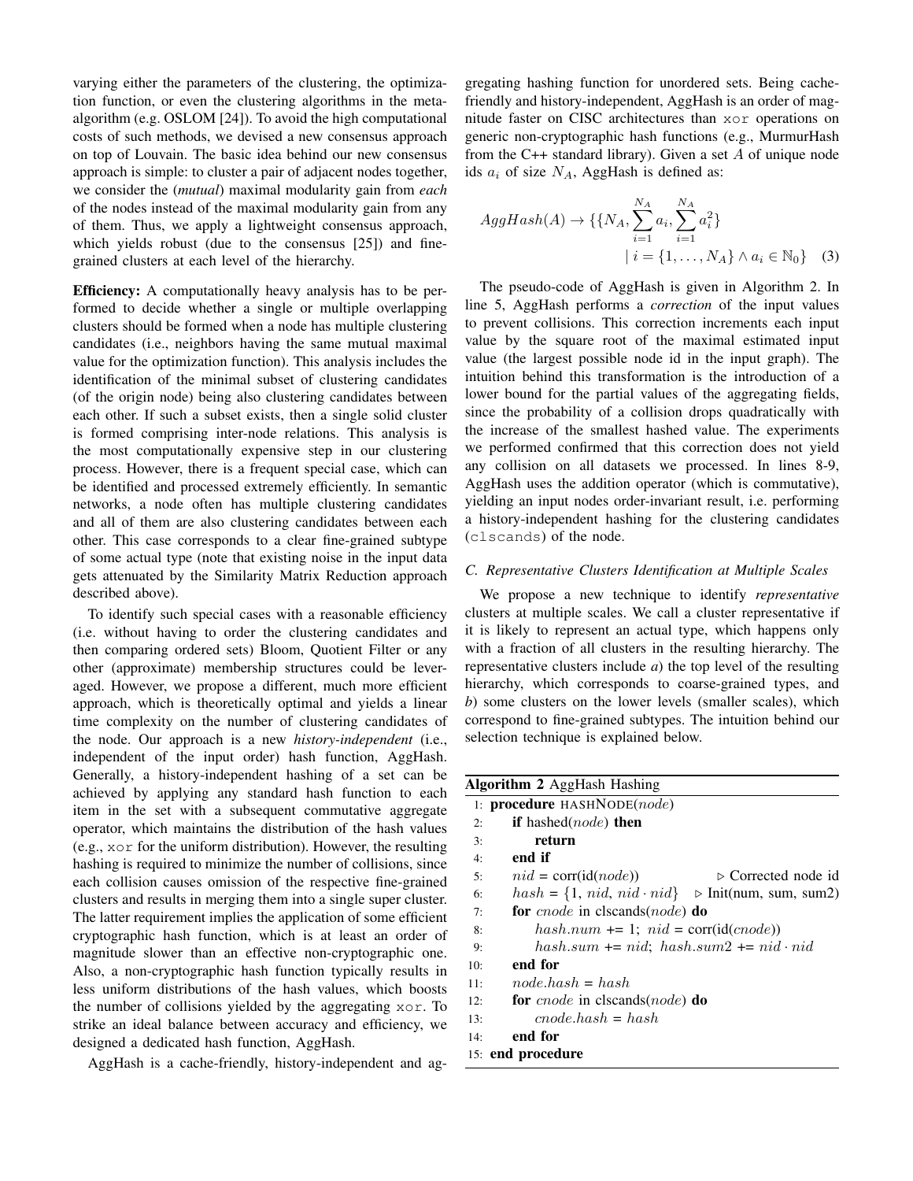varying either the parameters of the clustering, the optimization function, or even the clustering algorithms in the meta-algorithm (e.g. OSLOM [24]). To avoid the high computational costs of such methods, we devised a new consensus approach on top of Louvain. The basic idea behind our new consensus approach is simple: to cluster a pair of adjacent nodes together, we consider the (*mutual*) maximal modularity gain from *each* of the nodes instead of the maximal modularity gain from any of them. Thus, we apply a lightweight consensus approach, which yields robust (due to the consensus [25]) and fine-grained clusters at each level of the hierarchy.

**Efficiency:** A computationally heavy analysis has to be performed to decide whether a single or multiple overlapping clusters should be formed when a node has multiple clustering candidates (i.e., neighbors having the same mutual maximal value for the optimization function). This analysis includes the identification of the minimal subset of clustering candidates (of the origin node) being also clustering candidates between each other. If such a subset exists, then a single solid cluster is formed comprising inter-node relations. This analysis is the most computationally expensive step in our clustering process. However, there is a frequent special case, which can be identified and processed extremely efficiently. In semantic networks, a node often has multiple clustering candidates and all of them are also clustering candidates between each other. This case corresponds to a clear fine-grained subtype of some actual type (note that existing noise in the input data gets attenuated by the Similarity Matrix Reduction approach described above).

To identify such special cases with a reasonable efficiency (i.e. without having to order the clustering candidates and then comparing ordered sets) Bloom, Quotient Filter or any other (approximate) membership structures could be leveraged. However, we propose a different, much more efficient approach, which is theoretically optimal and yields a linear time complexity on the number of clustering candidates of the node. Our approach is a new *history-independent* (i.e., independent of the input order) hash function, AggHash. Generally, a history-independent hashing of a set can be achieved by applying any standard hash function to each item in the set with a subsequent commutative aggregate operator, which maintains the distribution of the hash values (e.g., `xor` for the uniform distribution). However, the resulting hashing is required to minimize the number of collisions, since each collision causes omission of the respective fine-grained clusters and results in merging them into a single super cluster. The latter requirement implies the application of some efficient cryptographic hash function, which is at least an order of magnitude slower than an effective non-cryptographic one. Also, a non-cryptographic hash function typically results in less uniform distributions of the hash values, which boosts the number of collisions yielded by the aggregating `xor`. To strike an ideal balance between accuracy and efficiency, we designed a dedicated hash function, AggHash.

AggHash is a cache-friendly, history-independent and aggregating hashing function for unordered sets. Being cache-friendly and history-independent, AggHash is an order of magnitude faster on CISC architectures than `xor` operations on generic non-cryptographic hash functions (e.g., MurmurHash from the C++ standard library). Given a set $A$ of unique node ids $a_i$ of size $N_A$, AggHash is defined as:

$$AggHash(A) \rightarrow \{\{N_A, \sum_{i=1}^{N_A} a_i, \sum_{i=1}^{N_A} a_i^2\} \mid i = \{1, \ldots, N_A\} \wedge a_i \in \mathbb{N}_0\} \quad (3)$$

The pseudo-code of AggHash is given in Algorithm 2. In line 5, AggHash performs a *correction* of the input values to prevent collisions. This correction increments each input value by the square root of the maximal estimated input value (the largest possible node id in the input graph). The intuition behind this transformation is the introduction of a lower bound for the partial values of the aggregating fields, since the probability of a collision drops quadratically with the increase of the smallest hashed value. The experiments we performed confirmed that this correction does not yield any collision on all datasets we processed. In lines 8-9, AggHash uses the addition operator (which is commutative), yielding an input nodes order-invariant result, i.e. performing a history-independent hashing for the clustering candidates (`clscands`) of the node.

### C. Representative Clusters Identification at Multiple Scales

We propose a new technique to identify *representative* clusters at multiple scales. We call a cluster representative if it is likely to represent an actual type, which happens only with a fraction of all clusters in the resulting hierarchy. The representative clusters include *a*) the top level of the resulting hierarchy, which corresponds to coarse-grained types, and *b*) some clusters on the lower levels (smaller scales), which correspond to fine-grained subtypes. The intuition behind our selection technique is explained below.

**Algorithm 2** AggHash Hashing

```
1:  procedure HASHNODE(node)
2:      if hashed(node) then
3:          return
4:      end if
5:      nid = corr(id(node))                    ▷ Corrected node id
6:      hash = {1, nid, nid · nid}               ▷ Init(num, sum, sum2)
7:      for cnode in clscands(node) do
8:          hash.num += 1; nid = corr(id(cnode))
9:          hash.sum += nid; hash.sum2 += nid · nid
10:     end for
11:     node.hash = hash
12:     for cnode in clscands(node) do
13:         cnode.hash = hash
14:     end for
15: end procedure
```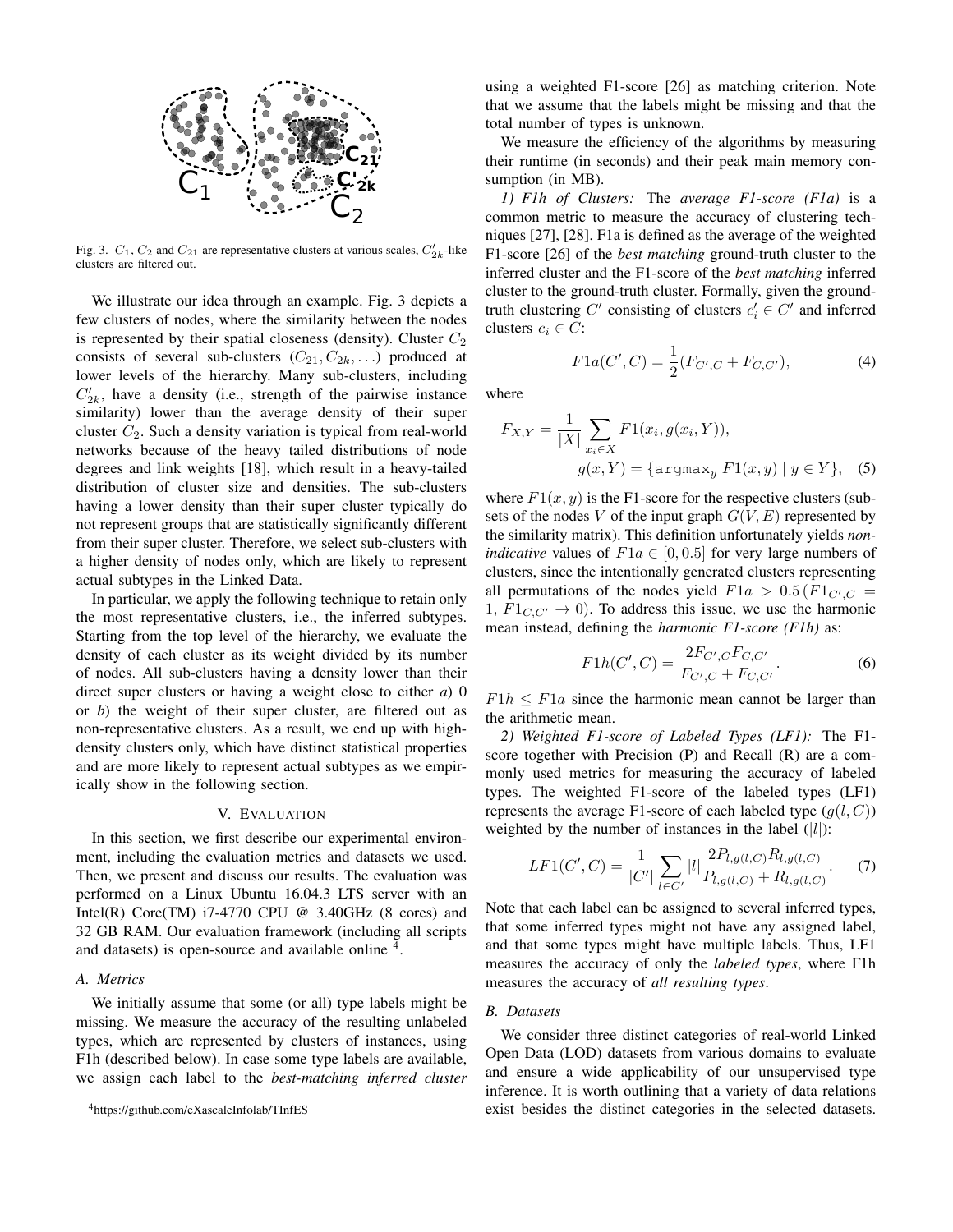Fig. 3. $C_1$, $C_2$ and $C_{21}$ are representative clusters at various scales, $C'_{2k}$-like clusters are filtered out.

We illustrate our idea through an example. Fig. 3 depicts a few clusters of nodes, where the similarity between the nodes is represented by their spatial closeness (density). Cluster $C_2$ consists of several sub-clusters ($C_{21}, C_{2k}, \ldots$) produced at lower levels of the hierarchy. Many sub-clusters, including $C'_{2k}$, have a density (i.e., strength of the pairwise instance similarity) lower than the average density of their super cluster $C_2$. Such a density variation is typical from real-world networks because of the heavy tailed distributions of node degrees and link weights [18], which result in a heavy-tailed distribution of cluster size and densities. The sub-clusters having a lower density than their super cluster typically do not represent groups that are statistically significantly different from their super cluster. Therefore, we select sub-clusters with a higher density of nodes only, which are likely to represent actual subtypes in the Linked Data.

In particular, we apply the following technique to retain only the most representative clusters, i.e., the inferred subtypes. Starting from the top level of the hierarchy, we evaluate the density of each cluster as its weight divided by its number of nodes. All sub-clusters having a density lower than their direct super clusters or having a weight close to either *a*) 0 or *b*) the weight of their super cluster, are filtered out as non-representative clusters. As a result, we end up with high-density clusters only, which have distinct statistical properties and are more likely to represent actual subtypes as we empirically show in the following section.

## V. Evaluation

In this section, we first describe our experimental environment, including the evaluation metrics and datasets we used. Then, we present and discuss our results. The evaluation was performed on a Linux Ubuntu 16.04.3 LTS server with an Intel(R) Core(TM) i7-4770 CPU @ 3.40GHz (8 cores) and 32 GB RAM. Our evaluation framework (including all scripts and datasets) is open-source and available online [4].

### A. Metrics

We initially assume that some (or all) type labels might be missing. We measure the accuracy of the resulting unlabeled types, which are represented by clusters of instances, using F1h (described below). In case some type labels are available, we assign each label to the *best-matching inferred cluster* using a weighted F1-score [26] as matching criterion. Note that we assume that the labels might be missing and that the total number of types is unknown.

We measure the efficiency of the algorithms by measuring their runtime (in seconds) and their peak main memory consumption (in MB).

*1) F1h of Clusters:* The *average F1-score (F1a)* is a common metric to measure the accuracy of clustering techniques [27], [28]. F1a is defined as the average of the weighted F1-score [26] of the *best matching* ground-truth cluster to the inferred cluster and the F1-score of the *best matching* inferred cluster to the ground-truth cluster. Formally, given the ground-truth clustering $C'$ consisting of clusters $c'_i \in C'$ and inferred clusters $c_i \in C$:

$$F1a(C', C) = \frac{1}{2}(F_{C',C} + F_{C,C'}), \tag{4}$$

where

$$F_{X,Y} = \frac{1}{|X|} \sum_{x_i \in X} F1(x_i, g(x_i, Y)),$$
$$g(x, Y) = \{\texttt{argmax}_y \; F1(x, y) \mid y \in Y\}, \tag{5}$$

where $F1(x, y)$ is the F1-score for the respective clusters (subsets of the nodes $V$ of the input graph $G(V, E)$ represented by the similarity matrix). This definition unfortunately yields *non-indicative* values of $F1a \in [0, 0.5]$ for very large numbers of clusters, since the intentionally generated clusters representing all permutations of the nodes yield $F1a > 0.5\,(F1_{C',C} = 1,\, F1_{C,C'} \rightarrow 0)$. To address this issue, we use the harmonic mean instead, defining the *harmonic F1-score (F1h)* as:

$$F1h(C', C) = \frac{2F_{C',C}F_{C,C'}}{F_{C',C} + F_{C,C'}}. \tag{6}$$

$F1h \leq F1a$ since the harmonic mean cannot be larger than the arithmetic mean.

*2) Weighted F1-score of Labeled Types (LF1):* The F1-score together with Precision (P) and Recall (R) are a commonly used metrics for measuring the accuracy of labeled types. The weighted F1-score of the labeled types (LF1) represents the average F1-score of each labeled type ($g(l, C)$) weighted by the number of instances in the label ($|l|$):

$$LF1(C', C) = \frac{1}{|C'|} \sum_{l \in C'} |l| \frac{2P_{l,g(l,C)}R_{l,g(l,C)}}{P_{l,g(l,C)} + R_{l,g(l,C)}}. \tag{7}$$

Note that each label can be assigned to several inferred types, that some inferred types might not have any assigned label, and that some types might have multiple labels. Thus, LF1 measures the accuracy of only the *labeled types*, where F1h measures the accuracy of *all resulting types*.

### B. Datasets

We consider three distinct categories of real-world Linked Open Data (LOD) datasets from various domains to evaluate and ensure a wide applicability of our unsupervised type inference. It is worth outlining that a variety of data relations exist besides the distinct categories in the selected datasets.

[4] https://github.com/eXascaleInfolab/TInfES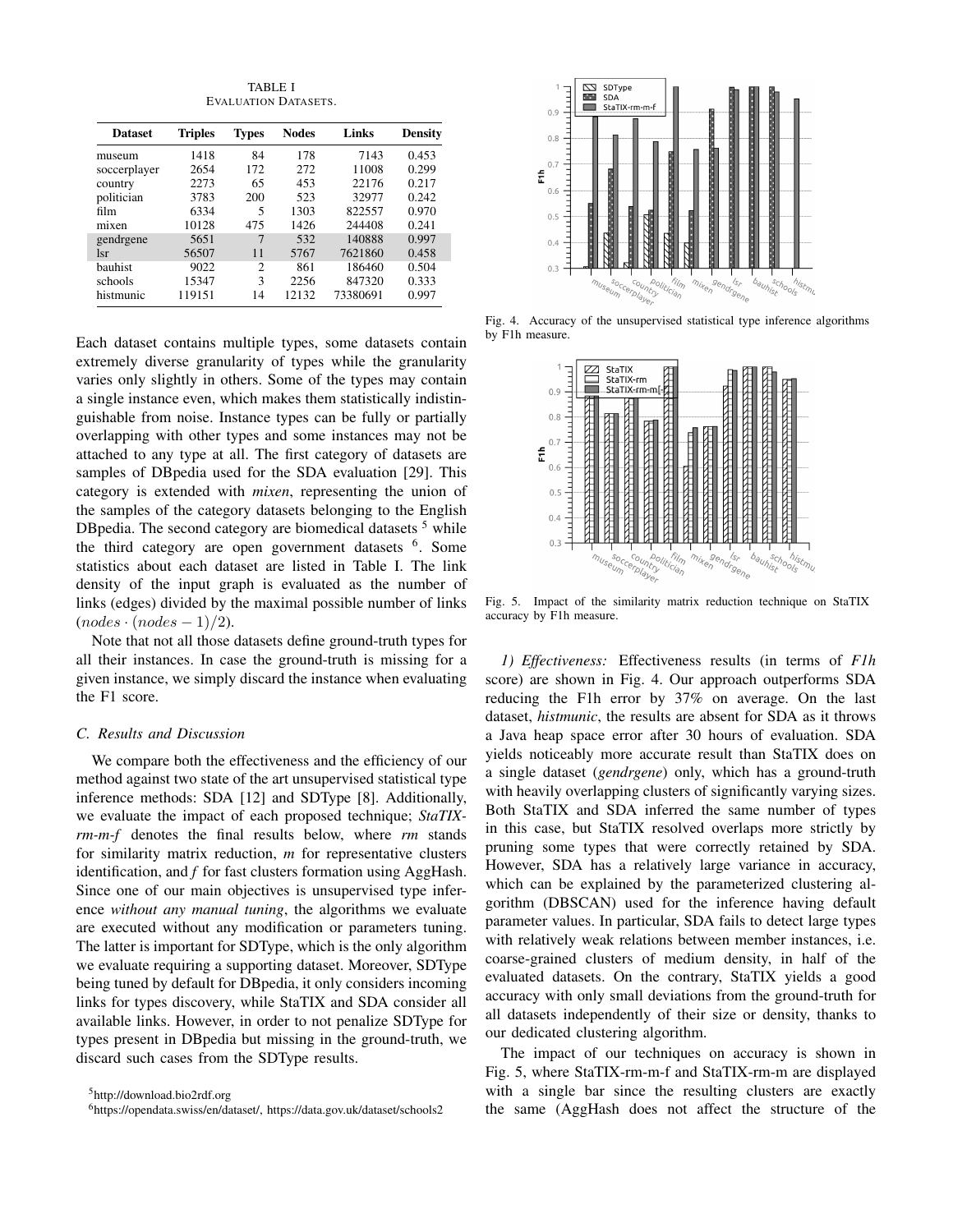TABLE I
EVALUATION DATASETS.

| Dataset | Triples | Types | Nodes | Links | Density |
|---|---|---|---|---|---|
| museum | 1418 | 84 | 178 | 7143 | 0.453 |
| soccerplayer | 2654 | 172 | 272 | 11008 | 0.299 |
| country | 2273 | 65 | 453 | 22176 | 0.217 |
| politician | 3783 | 200 | 523 | 32977 | 0.242 |
| film | 6334 | 5 | 1303 | 822557 | 0.970 |
| mixen | 10128 | 475 | 1426 | 244408 | 0.241 |
| gendrgene | 5651 | 7 | 532 | 140888 | 0.997 |
| lsr | 56507 | 11 | 5767 | 7621860 | 0.458 |
| bauhist | 9022 | 2 | 861 | 186460 | 0.504 |
| schools | 15347 | 3 | 2256 | 847320 | 0.333 |
| histmunic | 119151 | 14 | 12132 | 73380691 | 0.997 |

Each dataset contains multiple types, some datasets contain extremely diverse granularity of types while the granularity varies only slightly in others. Some of the types may contain a single instance even, which makes them statistically indistinguishable from noise. Instance types can be fully or partially overlapping with other types and some instances may not be attached to any type at all. The first category of datasets are samples of DBpedia used for the SDA evaluation [29]. This category is extended with *mixen*, representing the union of the samples of the category datasets belonging to the English DBpedia. The second category are biomedical datasets [5] while the third category are open government datasets [6]. Some statistics about each dataset are listed in Table I. The link density of the input graph is evaluated as the number of links (edges) divided by the maximal possible number of links $(nodes \cdot (nodes - 1)/2)$.

Note that not all those datasets define ground-truth types for all their instances. In case the ground-truth is missing for a given instance, we simply discard the instance when evaluating the F1 score.

### C. Results and Discussion

We compare both the effectiveness and the efficiency of our method against two state of the art unsupervised statistical type inference methods: SDA [12] and SDType [8]. Additionally, we evaluate the impact of each proposed technique; *StaTIX-rm-m-f* denotes the final results below, where *rm* stands for similarity matrix reduction, *m* for representative clusters identification, and *f* for fast clusters formation using AggHash. Since one of our main objectives is unsupervised type inference *without any manual tuning*, the algorithms we evaluate are executed without any modification or parameters tuning. The latter is important for SDType, which is the only algorithm we evaluate requiring a supporting dataset. Moreover, SDType being tuned by default for DBpedia, it only considers incoming links for types discovery, while StaTIX and SDA consider all available links. However, in order to not penalize SDType for types present in DBpedia but missing in the ground-truth, we discard such cases from the SDType results.

[5] http://download.bio2rdf.org

[6] https://opendata.swiss/en/dataset/, https://data.gov.uk/dataset/schools2

Fig. 4. Accuracy of the unsupervised statistical type inference algorithms by F1h measure.

Fig. 5. Impact of the similarity matrix reduction technique on StaTIX accuracy by F1h measure.

*1) Effectiveness:* Effectiveness results (in terms of *F1h* score) are shown in Fig. 4. Our approach outperforms SDA reducing the F1h error by 37% on average. On the last dataset, *histmunic*, the results are absent for SDA as it throws a Java heap space error after 30 hours of evaluation. SDA yields noticeably more accurate result than StaTIX does on a single dataset (*gendrgene*) only, which has a ground-truth with heavily overlapping clusters of significantly varying sizes. Both StaTIX and SDA inferred the same number of types in this case, but StaTIX resolved overlaps more strictly by pruning some types that were correctly retained by SDA. However, SDA has a relatively large variance in accuracy, which can be explained by the parameterized clustering algorithm (DBSCAN) used for the inference having default parameter values. In particular, SDA fails to detect large types with relatively weak relations between member instances, i.e. coarse-grained clusters of medium density, in half of the evaluated datasets. On the contrary, StaTIX yields a good accuracy with only small deviations from the ground-truth for all datasets independently of their size or density, thanks to our dedicated clustering algorithm.

The impact of our techniques on accuracy is shown in Fig. 5, where StaTIX-rm-m-f and StaTIX-rm-m are displayed with a single bar since the resulting clusters are exactly the same (AggHash does not affect the structure of the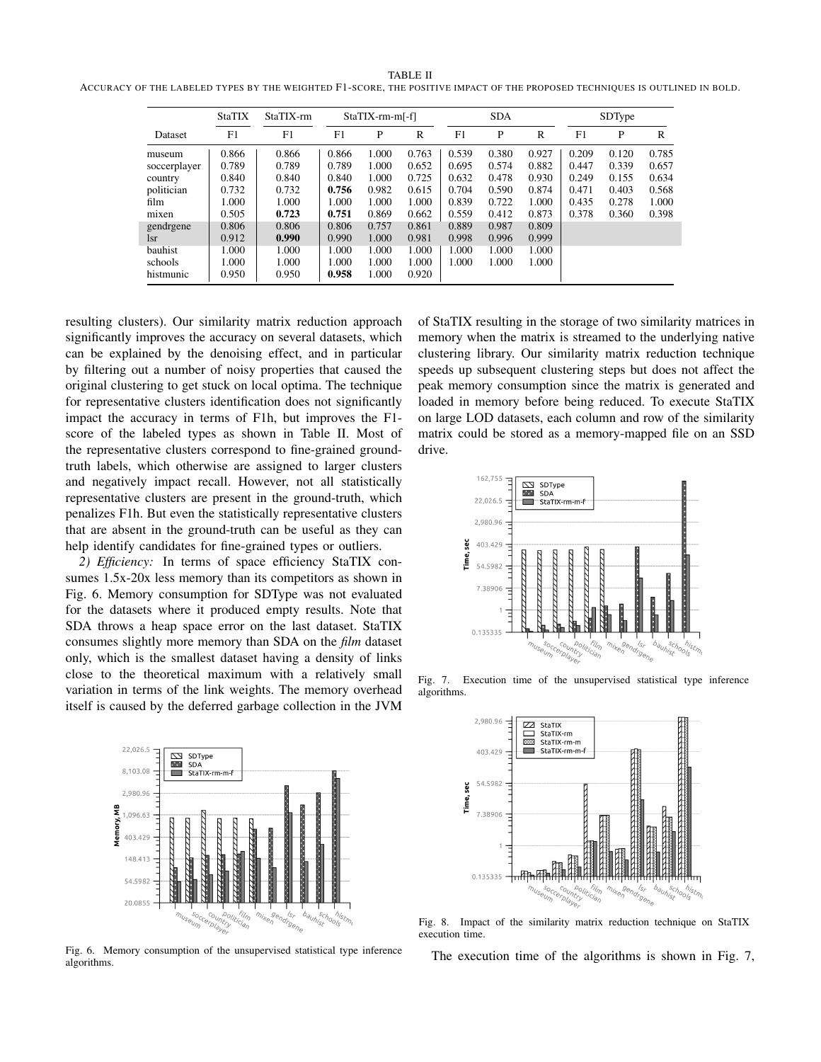TABLE II

ACCURACY OF THE LABELED TYPES BY THE WEIGHTED F1-SCORE, THE POSITIVE IMPACT OF THE PROPOSED TECHNIQUES IS OUTLINED IN BOLD.

| | StaTIX | StaTIX-rm | StaTIX-rm-m[-f] | | | SDA | | | SDType | | |
|---|---|---|---|---|---|---|---|---|---|---|---|
| Dataset | F1 | F1 | F1 | P | R | F1 | P | R | F1 | P | R |
| museum | 0.866 | 0.866 | 0.866 | 1.000 | 0.763 | 0.539 | 0.380 | 0.927 | 0.209 | 0.120 | 0.785 |
| soccerplayer | 0.789 | 0.789 | 0.789 | 1.000 | 0.652 | 0.695 | 0.574 | 0.882 | 0.447 | 0.339 | 0.657 |
| country | 0.840 | 0.840 | 0.840 | 1.000 | 0.725 | 0.632 | 0.478 | 0.930 | 0.249 | 0.155 | 0.634 |
| politician | 0.732 | 0.732 | **0.756** | 0.982 | 0.615 | 0.704 | 0.590 | 0.874 | 0.471 | 0.403 | 0.568 |
| film | 1.000 | 1.000 | 1.000 | 1.000 | 1.000 | 0.839 | 0.722 | 1.000 | 0.435 | 0.278 | 1.000 |
| mixen | 0.505 | **0.723** | **0.751** | 0.869 | 0.662 | 0.559 | 0.412 | 0.873 | 0.378 | 0.360 | 0.398 |
| gendrgene | 0.806 | 0.806 | 0.806 | 0.757 | 0.861 | 0.889 | 0.987 | 0.809 | | | |
| lsr | 0.912 | **0.990** | 0.990 | 1.000 | 0.981 | 0.998 | 0.996 | 0.999 | | | |
| bauhist | 1.000 | 1.000 | 1.000 | 1.000 | 1.000 | 1.000 | 1.000 | 1.000 | | | |
| schools | 1.000 | 1.000 | 1.000 | 1.000 | 1.000 | 1.000 | 1.000 | 1.000 | | | |
| histmunic | 0.950 | 0.950 | **0.958** | 1.000 | 0.920 | | | | | | |

resulting clusters). Our similarity matrix reduction approach significantly improves the accuracy on several datasets, which can be explained by the denoising effect, and in particular by filtering out a number of noisy properties that caused the original clustering to get stuck on local optima. The technique for representative clusters identification does not significantly impact the accuracy in terms of F1h, but improves the F1-score of the labeled types as shown in Table II. Most of the representative clusters correspond to fine-grained ground-truth labels, which otherwise are assigned to larger clusters and negatively impact recall. However, not all statistically representative clusters are present in the ground-truth, which penalizes F1h. But even the statistically representative clusters that are absent in the ground-truth can be useful as they can help identify candidates for fine-grained types or outliers.

*2) Efficiency:* In terms of space efficiency StaTIX consumes 1.5x-20x less memory than its competitors as shown in Fig. 6. Memory consumption for SDType was not evaluated for the datasets where it produced empty results. Note that SDA throws a heap space error on the last dataset. StaTIX consumes slightly more memory than SDA on the *film* dataset only, which is the smallest dataset having a density of links close to the theoretical maximum with a relatively small variation in terms of the link weights. The memory overhead itself is caused by the deferred garbage collection in the JVM of StaTIX resulting in the storage of two similarity matrices in memory when the matrix is streamed to the underlying native clustering library. Our similarity matrix reduction technique speeds up subsequent clustering steps but does not affect the peak memory consumption since the matrix is generated and loaded in memory before being reduced. To execute StaTIX on large LOD datasets, each column and row of the similarity matrix could be stored as a memory-mapped file on an SSD drive.

Fig. 6. Memory consumption of the unsupervised statistical type inference algorithms.

Fig. 7. Execution time of the unsupervised statistical type inference algorithms.

Fig. 8. Impact of the similarity matrix reduction technique on StaTIX execution time.

The execution time of the algorithms is shown in Fig. 7,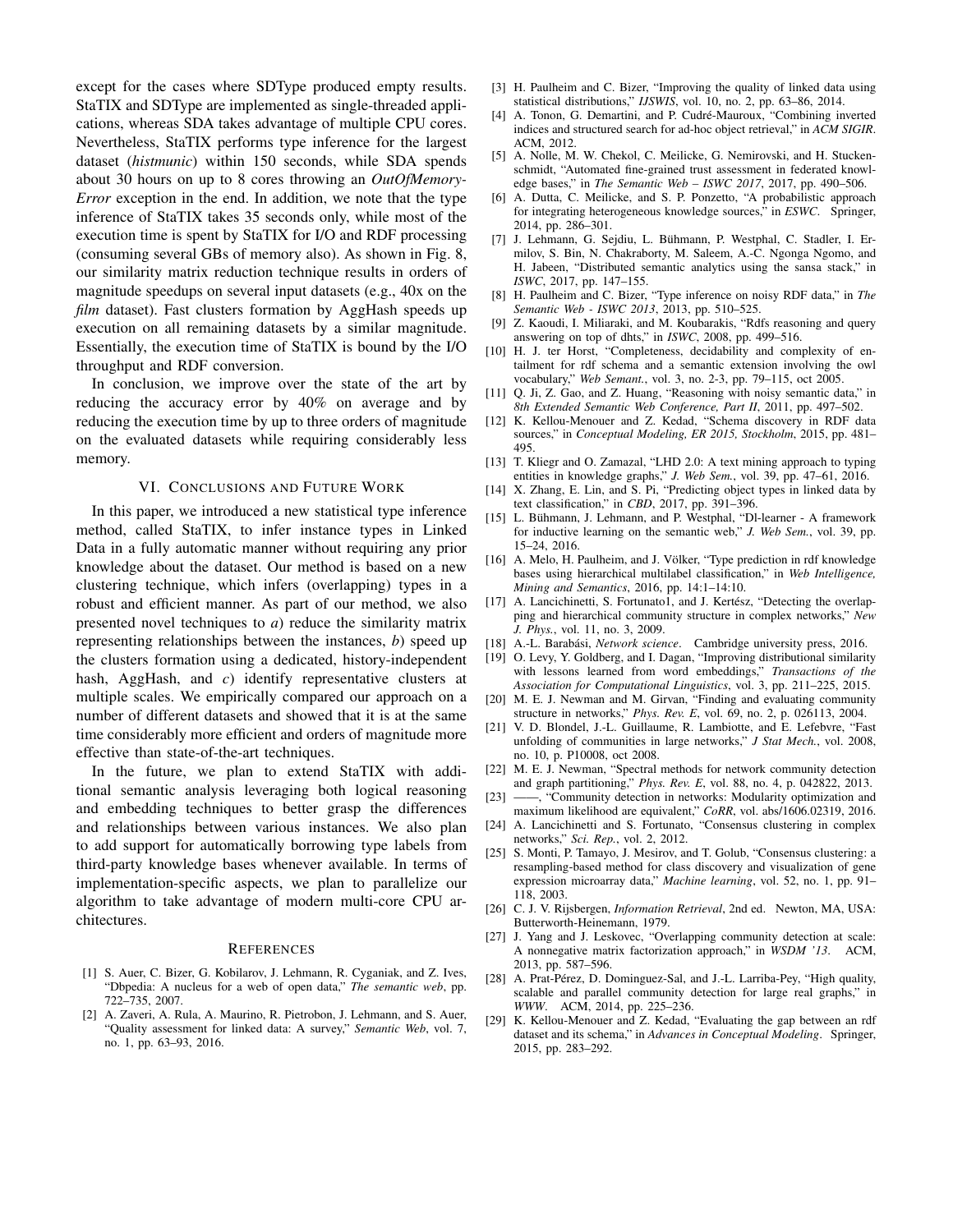except for the cases where SDType produced empty results. StaTIX and SDType are implemented as single-threaded applications, whereas SDA takes advantage of multiple CPU cores. Nevertheless, StaTIX performs type inference for the largest dataset (*histmunic*) within 150 seconds, while SDA spends about 30 hours on up to 8 cores throwing an *OutOfMemoryError* exception in the end. In addition, we note that the type inference of StaTIX takes 35 seconds only, while most of the execution time is spent by StaTIX for I/O and RDF processing (consuming several GBs of memory also). As shown in Fig. 8, our similarity matrix reduction technique results in orders of magnitude speedups on several input datasets (e.g., 40x on the *film* dataset). Fast clusters formation by AggHash speeds up execution on all remaining datasets by a similar magnitude. Essentially, the execution time of StaTIX is bound by the I/O throughput and RDF conversion.

In conclusion, we improve over the state of the art by reducing the accuracy error by 40% on average and by reducing the execution time by up to three orders of magnitude on the evaluated datasets while requiring considerably less memory.

## VI. Conclusions and Future Work

In this paper, we introduced a new statistical type inference method, called StaTIX, to infer instance types in Linked Data in a fully automatic manner without requiring any prior knowledge about the dataset. Our method is based on a new clustering technique, which infers (overlapping) types in a robust and efficient manner. As part of our method, we also presented novel techniques to *a*) reduce the similarity matrix representing relationships between the instances, *b*) speed up the clusters formation using a dedicated, history-independent hash, AggHash, and *c*) identify representative clusters at multiple scales. We empirically compared our approach on a number of different datasets and showed that it is at the same time considerably more efficient and orders of magnitude more effective than state-of-the-art techniques.

In the future, we plan to extend StaTIX with additional semantic analysis leveraging both logical reasoning and embedding techniques to better grasp the differences and relationships between various instances. We also plan to add support for automatically borrowing type labels from third-party knowledge bases whenever available. In terms of implementation-specific aspects, we plan to parallelize our algorithm to take advantage of modern multi-core CPU architectures.

## References

[1] S. Auer, C. Bizer, G. Kobilarov, J. Lehmann, R. Cyganiak, and Z. Ives, "Dbpedia: A nucleus for a web of open data," *The semantic web*, pp. 722–735, 2007.

[2] A. Zaveri, A. Rula, A. Maurino, R. Pietrobon, J. Lehmann, and S. Auer, "Quality assessment for linked data: A survey," *Semantic Web*, vol. 7, no. 1, pp. 63–93, 2016.

[3] H. Paulheim and C. Bizer, "Improving the quality of linked data using statistical distributions," *IJSWIS*, vol. 10, no. 2, pp. 63–86, 2014.

[4] A. Tonon, G. Demartini, and P. Cudré-Mauroux, "Combining inverted indices and structured search for ad-hoc object retrieval," in *ACM SIGIR*. ACM, 2012.

[5] A. Nolle, M. W. Chekol, C. Meilicke, G. Nemirovski, and H. Stuckenschmidt, "Automated fine-grained trust assessment in federated knowledge bases," in *The Semantic Web – ISWC 2017*, 2017, pp. 490–506.

[6] A. Dutta, C. Meilicke, and S. P. Ponzetto, "A probabilistic approach for integrating heterogeneous knowledge sources," in *ESWC*. Springer, 2014, pp. 286–301.

[7] J. Lehmann, G. Sejdiu, L. Bühmann, P. Westphal, C. Stadler, I. Ermilov, S. Bin, N. Chakraborty, M. Saleem, A.-C. Ngonga Ngomo, and H. Jabeen, "Distributed semantic analytics using the sansa stack," in *ISWC*, 2017, pp. 147–155.

[8] H. Paulheim and C. Bizer, "Type inference on noisy RDF data," in *The Semantic Web - ISWC 2013*, 2013, pp. 510–525.

[9] Z. Kaoudi, I. Miliaraki, and M. Koubarakis, "Rdfs reasoning and query answering on top of dhts," in *ISWC*, 2008, pp. 499–516.

[10] H. J. ter Horst, "Completeness, decidability and complexity of entailment for rdf schema and a semantic extension involving the owl vocabulary," *Web Semant.*, vol. 3, no. 2-3, pp. 79–115, oct 2005.

[11] Q. Ji, Z. Gao, and Z. Huang, "Reasoning with noisy semantic data," in *8th Extended Semantic Web Conference, Part II*, 2011, pp. 497–502.

[12] K. Kellou-Menouer and Z. Kedad, "Schema discovery in RDF data sources," in *Conceptual Modeling, ER 2015, Stockholm*, 2015, pp. 481–495.

[13] T. Kliegr and O. Zamazal, "LHD 2.0: A text mining approach to typing entities in knowledge graphs," *J. Web Sem.*, vol. 39, pp. 47–61, 2016.

[14] X. Zhang, E. Lin, and S. Pi, "Predicting object types in linked data by text classification," in *CBD*, 2017, pp. 391–396.

[15] L. Bühmann, J. Lehmann, and P. Westphal, "Dl-learner - A framework for inductive learning on the semantic web," *J. Web Sem.*, vol. 39, pp. 15–24, 2016.

[16] A. Melo, H. Paulheim, and J. Völker, "Type prediction in rdf knowledge bases using hierarchical multilabel classification," in *Web Intelligence, Mining and Semantics*, 2016, pp. 14:1–14:10.

[17] A. Lancichinetti, S. Fortunato1, and J. Kertész, "Detecting the overlapping and hierarchical community structure in complex networks," *New J. Phys.*, vol. 11, no. 3, 2009.

[18] A.-L. Barabási, *Network science*. Cambridge university press, 2016.

[19] O. Levy, Y. Goldberg, and I. Dagan, "Improving distributional similarity with lessons learned from word embeddings," *Transactions of the Association for Computational Linguistics*, vol. 3, pp. 211–225, 2015.

[20] M. E. J. Newman and M. Girvan, "Finding and evaluating community structure in networks," *Phys. Rev. E*, vol. 69, no. 2, p. 026113, 2004.

[21] V. D. Blondel, J.-L. Guillaume, R. Lambiotte, and E. Lefebvre, "Fast unfolding of communities in large networks," *J Stat Mech.*, vol. 2008, no. 10, p. P10008, oct 2008.

[22] M. E. J. Newman, "Spectral methods for network community detection and graph partitioning," *Phys. Rev. E*, vol. 88, no. 4, p. 042822, 2013.

[23] ——, "Community detection in networks: Modularity optimization and maximum likelihood are equivalent," *CoRR*, vol. abs/1606.02319, 2016.

[24] A. Lancichinetti and S. Fortunato, "Consensus clustering in complex networks," *Sci. Rep.*, vol. 2, 2012.

[25] S. Monti, P. Tamayo, J. Mesirov, and T. Golub, "Consensus clustering: a resampling-based method for class discovery and visualization of gene expression microarray data," *Machine learning*, vol. 52, no. 1, pp. 91–118, 2003.

[26] C. J. V. Rijsbergen, *Information Retrieval*, 2nd ed. Newton, MA, USA: Butterworth-Heinemann, 1979.

[27] J. Yang and J. Leskovec, "Overlapping community detection at scale: A nonnegative matrix factorization approach," in *WSDM '13*. ACM, 2013, pp. 587–596.

[28] A. Prat-Pérez, D. Dominguez-Sal, and J.-L. Larriba-Pey, "High quality, scalable and parallel community detection for large real graphs," in *WWW*. ACM, 2014, pp. 225–236.

[29] K. Kellou-Menouer and Z. Kedad, "Evaluating the gap between an rdf dataset and its schema," in *Advances in Conceptual Modeling*. Springer, 2015, pp. 283–292.